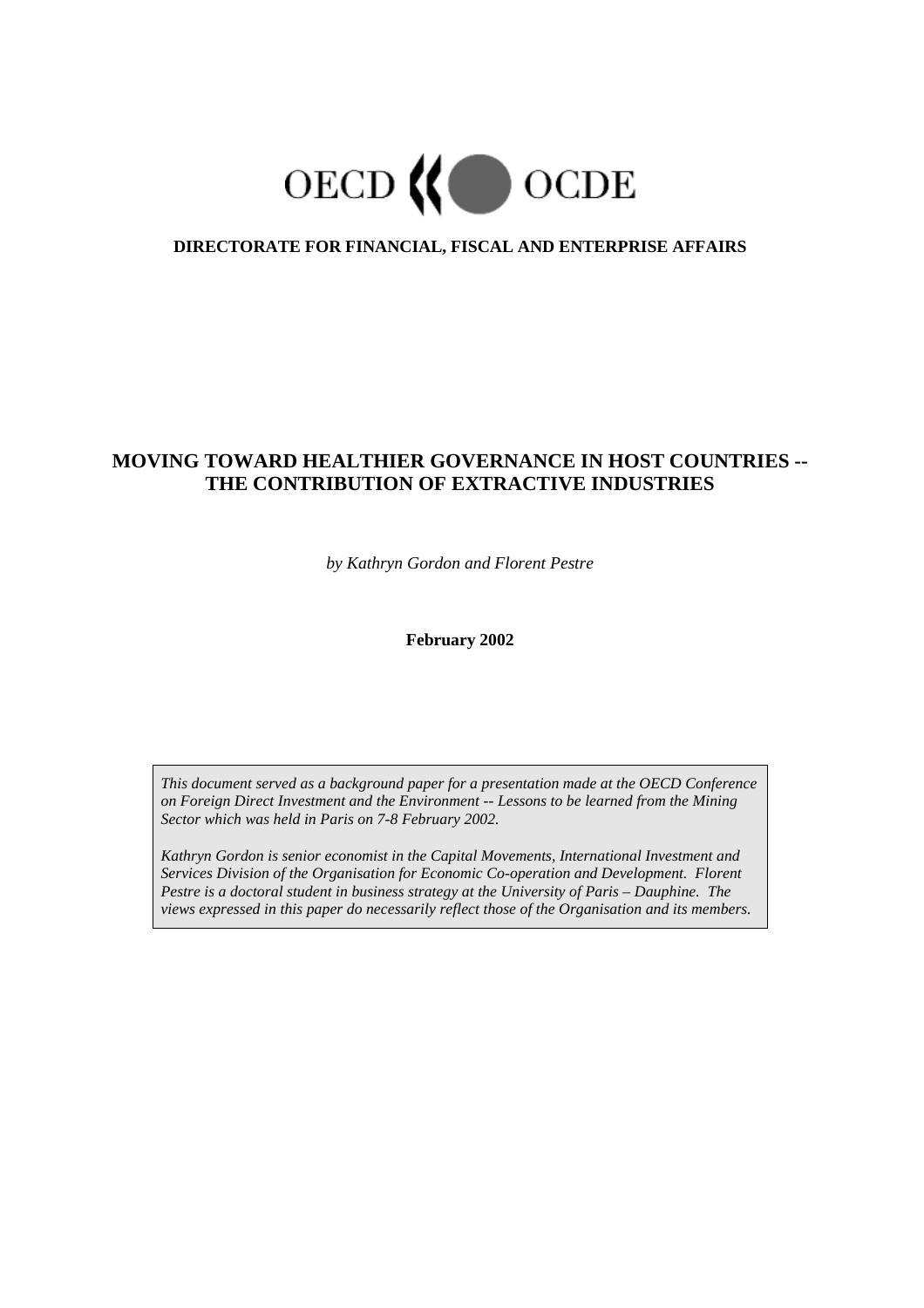OECD OCDE

**DIRECTORATE FOR FINANCIAL, FISCAL AND ENTERPRISE AFFAIRS**

# MOVING TOWARD HEALTHIER GOVERNANCE IN HOST COUNTRIES -- THE CONTRIBUTION OF EXTRACTIVE INDUSTRIES

*by Kathryn Gordon and Florent Pestre*

**February 2002**

*This document served as a background paper for a presentation made at the OECD Conference on Foreign Direct Investment and the Environment -- Lessons to be learned from the Mining Sector which was held in Paris on 7-8 February 2002.*

*Kathryn Gordon is senior economist in the Capital Movements, International Investment and Services Division of the Organisation for Economic Co-operation and Development. Florent Pestre is a doctoral student in business strategy at the University of Paris – Dauphine. The views expressed in this paper do necessarily reflect those of the Organisation and its members.*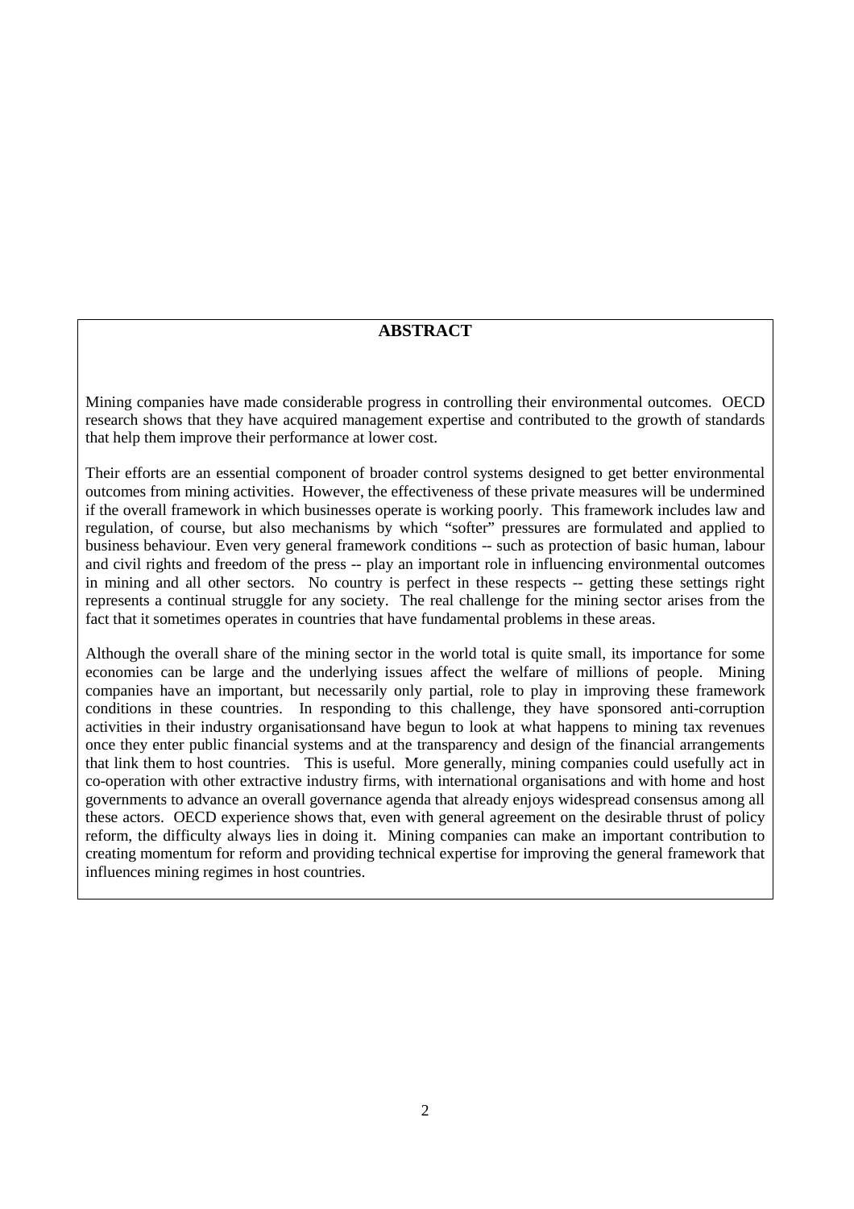## ABSTRACT

Mining companies have made considerable progress in controlling their environmental outcomes. OECD research shows that they have acquired management expertise and contributed to the growth of standards that help them improve their performance at lower cost.

Their efforts are an essential component of broader control systems designed to get better environmental outcomes from mining activities. However, the effectiveness of these private measures will be undermined if the overall framework in which businesses operate is working poorly. This framework includes law and regulation, of course, but also mechanisms by which "softer" pressures are formulated and applied to business behaviour. Even very general framework conditions -- such as protection of basic human, labour and civil rights and freedom of the press -- play an important role in influencing environmental outcomes in mining and all other sectors. No country is perfect in these respects -- getting these settings right represents a continual struggle for any society. The real challenge for the mining sector arises from the fact that it sometimes operates in countries that have fundamental problems in these areas.

Although the overall share of the mining sector in the world total is quite small, its importance for some economies can be large and the underlying issues affect the welfare of millions of people. Mining companies have an important, but necessarily only partial, role to play in improving these framework conditions in these countries. In responding to this challenge, they have sponsored anti-corruption activities in their industry organisationsand have begun to look at what happens to mining tax revenues once they enter public financial systems and at the transparency and design of the financial arrangements that link them to host countries. This is useful. More generally, mining companies could usefully act in co-operation with other extractive industry firms, with international organisations and with home and host governments to advance an overall governance agenda that already enjoys widespread consensus among all these actors. OECD experience shows that, even with general agreement on the desirable thrust of policy reform, the difficulty always lies in doing it. Mining companies can make an important contribution to creating momentum for reform and providing technical expertise for improving the general framework that influences mining regimes in host countries.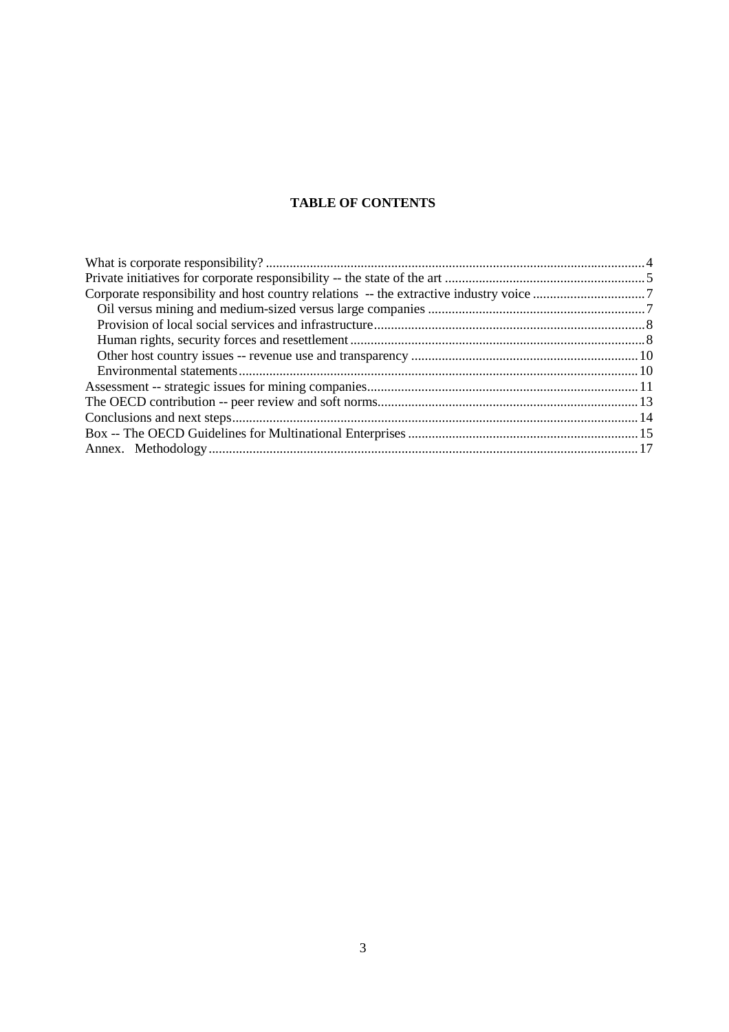**TABLE OF CONTENTS**

- What is corporate responsibility? ....... 4
- Private initiatives for corporate responsibility -- the state of the art ....... 5
- Corporate responsibility and host country relations -- the extractive industry voice ....... 7
  - Oil versus mining and medium-sized versus large companies ....... 7
  - Provision of local social services and infrastructure ....... 8
  - Human rights, security forces and resettlement ....... 8
  - Other host country issues -- revenue use and transparency ....... 10
  - Environmental statements ....... 10
- Assessment -- strategic issues for mining companies ....... 11
- The OECD contribution -- peer review and soft norms ....... 13
- Conclusions and next steps ....... 14
- Box -- The OECD Guidelines for Multinational Enterprises ....... 15
- Annex. Methodology ....... 17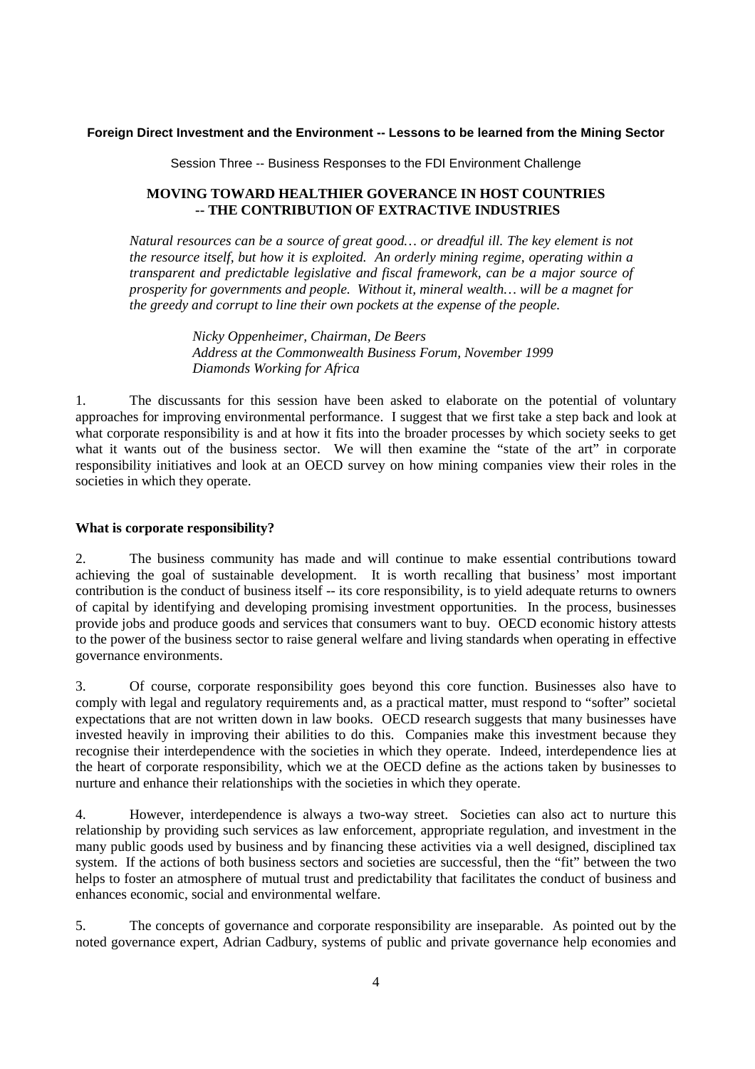**Foreign Direct Investment and the Environment -- Lessons to be learned from the Mining Sector**

Session Three -- Business Responses to the FDI Environment Challenge

## MOVING TOWARD HEALTHIER GOVERANCE IN HOST COUNTRIES -- THE CONTRIBUTION OF EXTRACTIVE INDUSTRIES

*Natural resources can be a source of great good… or dreadful ill. The key element is not the resource itself, but how it is exploited. An orderly mining regime, operating within a transparent and predictable legislative and fiscal framework, can be a major source of prosperity for governments and people. Without it, mineral wealth… will be a magnet for the greedy and corrupt to line their own pockets at the expense of the people.*

*Nicky Oppenheimer, Chairman, De Beers*
*Address at the Commonwealth Business Forum, November 1999*
*Diamonds Working for Africa*

1. The discussants for this session have been asked to elaborate on the potential of voluntary approaches for improving environmental performance. I suggest that we first take a step back and look at what corporate responsibility is and at how it fits into the broader processes by which society seeks to get what it wants out of the business sector. We will then examine the "state of the art" in corporate responsibility initiatives and look at an OECD survey on how mining companies view their roles in the societies in which they operate.

### What is corporate responsibility?

2. The business community has made and will continue to make essential contributions toward achieving the goal of sustainable development. It is worth recalling that business' most important contribution is the conduct of business itself -- its core responsibility, is to yield adequate returns to owners of capital by identifying and developing promising investment opportunities. In the process, businesses provide jobs and produce goods and services that consumers want to buy. OECD economic history attests to the power of the business sector to raise general welfare and living standards when operating in effective governance environments.

3. Of course, corporate responsibility goes beyond this core function. Businesses also have to comply with legal and regulatory requirements and, as a practical matter, must respond to "softer" societal expectations that are not written down in law books. OECD research suggests that many businesses have invested heavily in improving their abilities to do this. Companies make this investment because they recognise their interdependence with the societies in which they operate. Indeed, interdependence lies at the heart of corporate responsibility, which we at the OECD define as the actions taken by businesses to nurture and enhance their relationships with the societies in which they operate.

4. However, interdependence is always a two-way street. Societies can also act to nurture this relationship by providing such services as law enforcement, appropriate regulation, and investment in the many public goods used by business and by financing these activities via a well designed, disciplined tax system. If the actions of both business sectors and societies are successful, then the "fit" between the two helps to foster an atmosphere of mutual trust and predictability that facilitates the conduct of business and enhances economic, social and environmental welfare.

5. The concepts of governance and corporate responsibility are inseparable. As pointed out by the noted governance expert, Adrian Cadbury, systems of public and private governance help economies and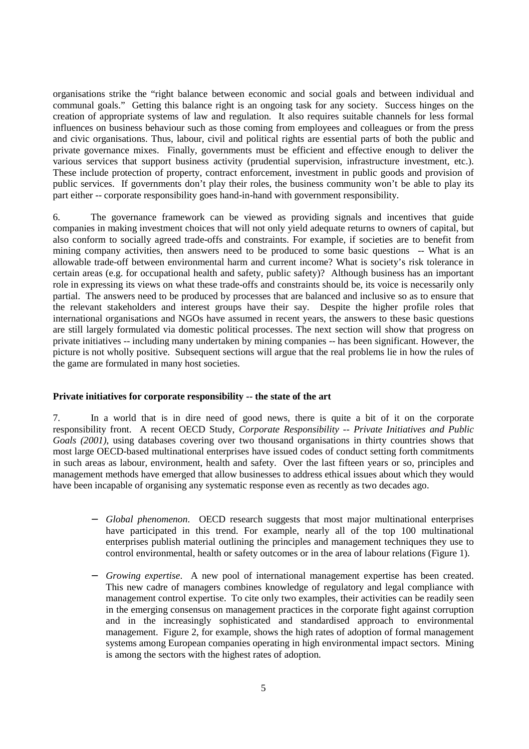organisations strike the "right balance between economic and social goals and between individual and communal goals." Getting this balance right is an ongoing task for any society. Success hinges on the creation of appropriate systems of law and regulation. It also requires suitable channels for less formal influences on business behaviour such as those coming from employees and colleagues or from the press and civic organisations. Thus, labour, civil and political rights are essential parts of both the public and private governance mixes. Finally, governments must be efficient and effective enough to deliver the various services that support business activity (prudential supervision, infrastructure investment, etc.). These include protection of property, contract enforcement, investment in public goods and provision of public services. If governments don't play their roles, the business community won't be able to play its part either -- corporate responsibility goes hand-in-hand with government responsibility.

6. The governance framework can be viewed as providing signals and incentives that guide companies in making investment choices that will not only yield adequate returns to owners of capital, but also conform to socially agreed trade-offs and constraints. For example, if societies are to benefit from mining company activities, then answers need to be produced to some basic questions -- What is an allowable trade-off between environmental harm and current income? What is society's risk tolerance in certain areas (e.g. for occupational health and safety, public safety)? Although business has an important role in expressing its views on what these trade-offs and constraints should be, its voice is necessarily only partial. The answers need to be produced by processes that are balanced and inclusive so as to ensure that the relevant stakeholders and interest groups have their say. Despite the higher profile roles that international organisations and NGOs have assumed in recent years, the answers to these basic questions are still largely formulated via domestic political processes. The next section will show that progress on private initiatives -- including many undertaken by mining companies -- has been significant. However, the picture is not wholly positive. Subsequent sections will argue that the real problems lie in how the rules of the game are formulated in many host societies.

**Private initiatives for corporate responsibility -- the state of the art**

7. In a world that is in dire need of good news, there is quite a bit of it on the corporate responsibility front. A recent OECD Study, *Corporate Responsibility -- Private Initiatives and Public Goals (2001)*, using databases covering over two thousand organisations in thirty countries shows that most large OECD-based multinational enterprises have issued codes of conduct setting forth commitments in such areas as labour, environment, health and safety. Over the last fifteen years or so, principles and management methods have emerged that allow businesses to address ethical issues about which they would have been incapable of organising any systematic response even as recently as two decades ago.

- *Global phenomenon*. OECD research suggests that most major multinational enterprises have participated in this trend. For example, nearly all of the top 100 multinational enterprises publish material outlining the principles and management techniques they use to control environmental, health or safety outcomes or in the area of labour relations (Figure 1).

- *Growing expertise*. A new pool of international management expertise has been created. This new cadre of managers combines knowledge of regulatory and legal compliance with management control expertise. To cite only two examples, their activities can be readily seen in the emerging consensus on management practices in the corporate fight against corruption and in the increasingly sophisticated and standardised approach to environmental management. Figure 2, for example, shows the high rates of adoption of formal management systems among European companies operating in high environmental impact sectors. Mining is among the sectors with the highest rates of adoption.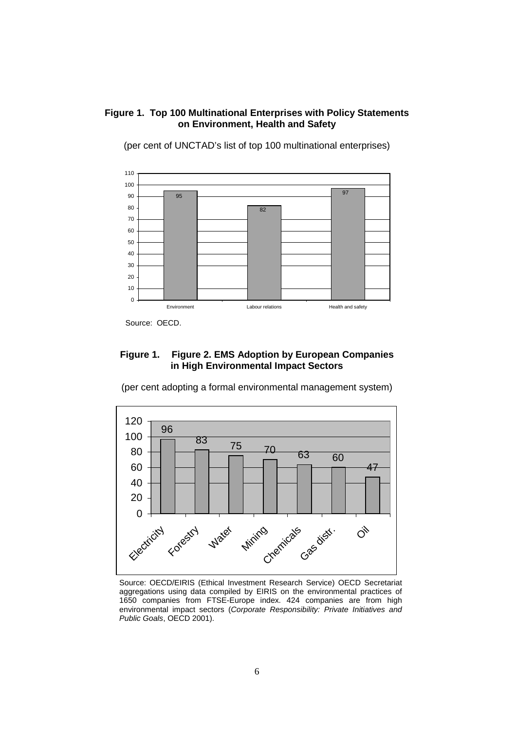**Figure 1. Top 100 Multinational Enterprises with Policy Statements on Environment, Health and Safety**

(per cent of UNCTAD's list of top 100 multinational enterprises)

| Environment | Labour relations | Health and safety |
|---|---|---|
| 95 | 82 | 97 |

Source: OECD.

**Figure 1. Figure 2. EMS Adoption by European Companies in High Environmental Impact Sectors**

(per cent adopting a formal environmental management system)

| Electricity | Forestry | Water | Mining | Chemicals | Gas distr. | Oil |
|---|---|---|---|---|---|---|
| 96 | 83 | 75 | 70 | 63 | 60 | 47 |

Source: OECD/EIRIS (Ethical Investment Research Service) OECD Secretariat aggregations using data compiled by EIRIS on the environmental practices of 1650 companies from FTSE-Europe index. 424 companies are from high environmental impact sectors (*Corporate Responsibility: Private Initiatives and Public Goals*, OECD 2001).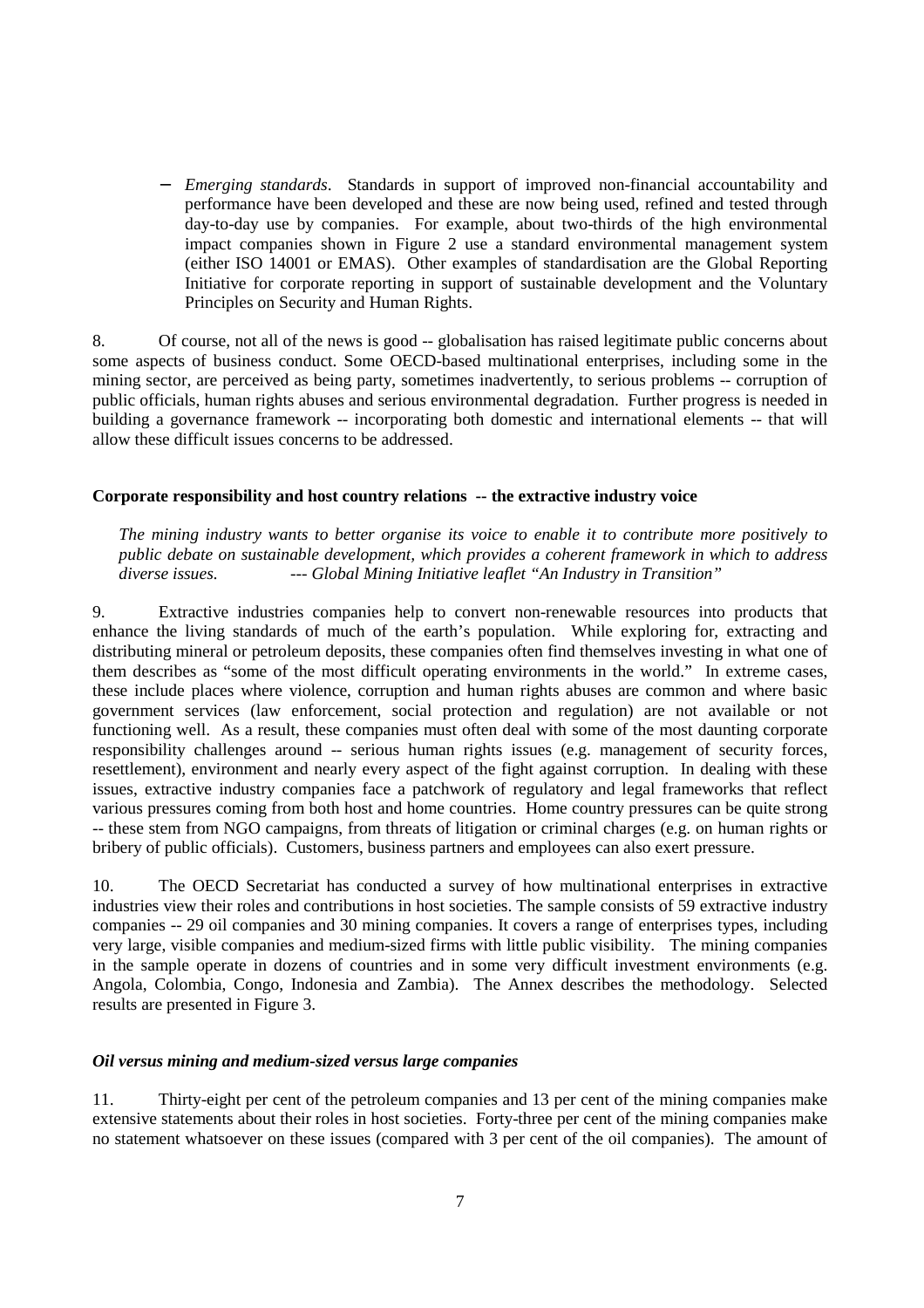- *Emerging standards*. Standards in support of improved non-financial accountability and performance have been developed and these are now being used, refined and tested through day-to-day use by companies. For example, about two-thirds of the high environmental impact companies shown in Figure 2 use a standard environmental management system (either ISO 14001 or EMAS). Other examples of standardisation are the Global Reporting Initiative for corporate reporting in support of sustainable development and the Voluntary Principles on Security and Human Rights.

8. Of course, not all of the news is good -- globalisation has raised legitimate public concerns about some aspects of business conduct. Some OECD-based multinational enterprises, including some in the mining sector, are perceived as being party, sometimes inadvertently, to serious problems -- corruption of public officials, human rights abuses and serious environmental degradation. Further progress is needed in building a governance framework -- incorporating both domestic and international elements -- that will allow these difficult issues concerns to be addressed.

**Corporate responsibility and host country relations -- the extractive industry voice**

*The mining industry wants to better organise its voice to enable it to contribute more positively to public debate on sustainable development, which provides a coherent framework in which to address diverse issues. --- Global Mining Initiative leaflet "An Industry in Transition"*

9. Extractive industries companies help to convert non-renewable resources into products that enhance the living standards of much of the earth's population. While exploring for, extracting and distributing mineral or petroleum deposits, these companies often find themselves investing in what one of them describes as "some of the most difficult operating environments in the world." In extreme cases, these include places where violence, corruption and human rights abuses are common and where basic government services (law enforcement, social protection and regulation) are not available or not functioning well. As a result, these companies must often deal with some of the most daunting corporate responsibility challenges around -- serious human rights issues (e.g. management of security forces, resettlement), environment and nearly every aspect of the fight against corruption. In dealing with these issues, extractive industry companies face a patchwork of regulatory and legal frameworks that reflect various pressures coming from both host and home countries. Home country pressures can be quite strong -- these stem from NGO campaigns, from threats of litigation or criminal charges (e.g. on human rights or bribery of public officials). Customers, business partners and employees can also exert pressure.

10. The OECD Secretariat has conducted a survey of how multinational enterprises in extractive industries view their roles and contributions in host societies. The sample consists of 59 extractive industry companies -- 29 oil companies and 30 mining companies. It covers a range of enterprises types, including very large, visible companies and medium-sized firms with little public visibility. The mining companies in the sample operate in dozens of countries and in some very difficult investment environments (e.g. Angola, Colombia, Congo, Indonesia and Zambia). The Annex describes the methodology. Selected results are presented in Figure 3.

***Oil versus mining and medium-sized versus large companies***

11. Thirty-eight per cent of the petroleum companies and 13 per cent of the mining companies make extensive statements about their roles in host societies. Forty-three per cent of the mining companies make no statement whatsoever on these issues (compared with 3 per cent of the oil companies). The amount of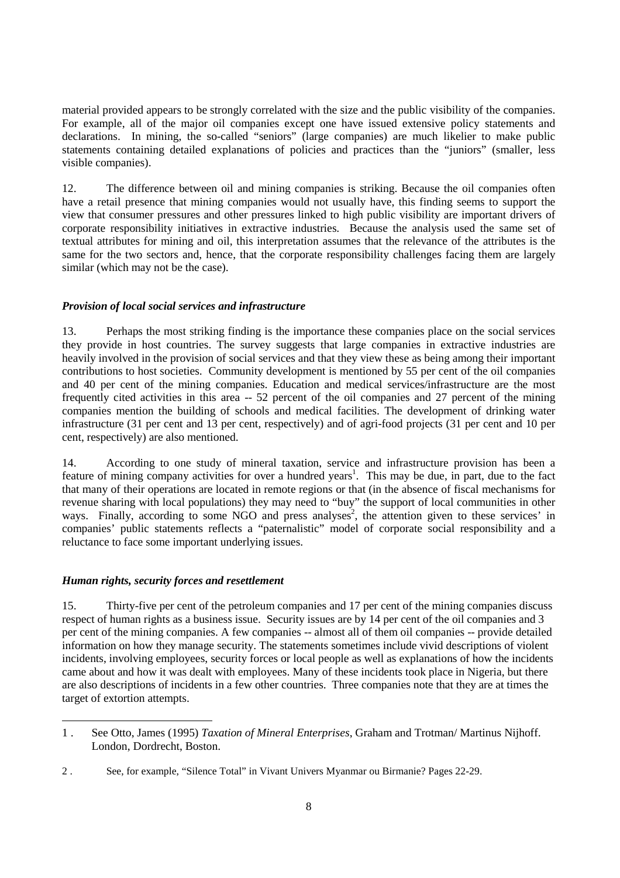material provided appears to be strongly correlated with the size and the public visibility of the companies. For example, all of the major oil companies except one have issued extensive policy statements and declarations. In mining, the so-called "seniors" (large companies) are much likelier to make public statements containing detailed explanations of policies and practices than the "juniors" (smaller, less visible companies).

12. The difference between oil and mining companies is striking. Because the oil companies often have a retail presence that mining companies would not usually have, this finding seems to support the view that consumer pressures and other pressures linked to high public visibility are important drivers of corporate responsibility initiatives in extractive industries. Because the analysis used the same set of textual attributes for mining and oil, this interpretation assumes that the relevance of the attributes is the same for the two sectors and, hence, that the corporate responsibility challenges facing them are largely similar (which may not be the case).

### *Provision of local social services and infrastructure*

13. Perhaps the most striking finding is the importance these companies place on the social services they provide in host countries. The survey suggests that large companies in extractive industries are heavily involved in the provision of social services and that they view these as being among their important contributions to host societies. Community development is mentioned by 55 per cent of the oil companies and 40 per cent of the mining companies. Education and medical services/infrastructure are the most frequently cited activities in this area -- 52 percent of the oil companies and 27 percent of the mining companies mention the building of schools and medical facilities. The development of drinking water infrastructure (31 per cent and 13 per cent, respectively) and of agri-food projects (31 per cent and 10 per cent, respectively) are also mentioned.

14. According to one study of mineral taxation, service and infrastructure provision has been a feature of mining company activities for over a hundred years[1]. This may be due, in part, due to the fact that many of their operations are located in remote regions or that (in the absence of fiscal mechanisms for revenue sharing with local populations) they may need to "buy" the support of local communities in other ways. Finally, according to some NGO and press analyses[2], the attention given to these services' in companies' public statements reflects a "paternalistic" model of corporate social responsibility and a reluctance to face some important underlying issues.

### *Human rights, security forces and resettlement*

15. Thirty-five per cent of the petroleum companies and 17 per cent of the mining companies discuss respect of human rights as a business issue. Security issues are by 14 per cent of the oil companies and 3 per cent of the mining companies. A few companies -- almost all of them oil companies -- provide detailed information on how they manage security. The statements sometimes include vivid descriptions of violent incidents, involving employees, security forces or local people as well as explanations of how the incidents came about and how it was dealt with employees. Many of these incidents took place in Nigeria, but there are also descriptions of incidents in a few other countries. Three companies note that they are at times the target of extortion attempts.

---

1 . See Otto, James (1995) *Taxation of Mineral Enterprises*, Graham and Trotman/ Martinus Nijhoff. London, Dordrecht, Boston.

2 . See, for example, "Silence Total" in Vivant Univers Myanmar ou Birmanie? Pages 22-29.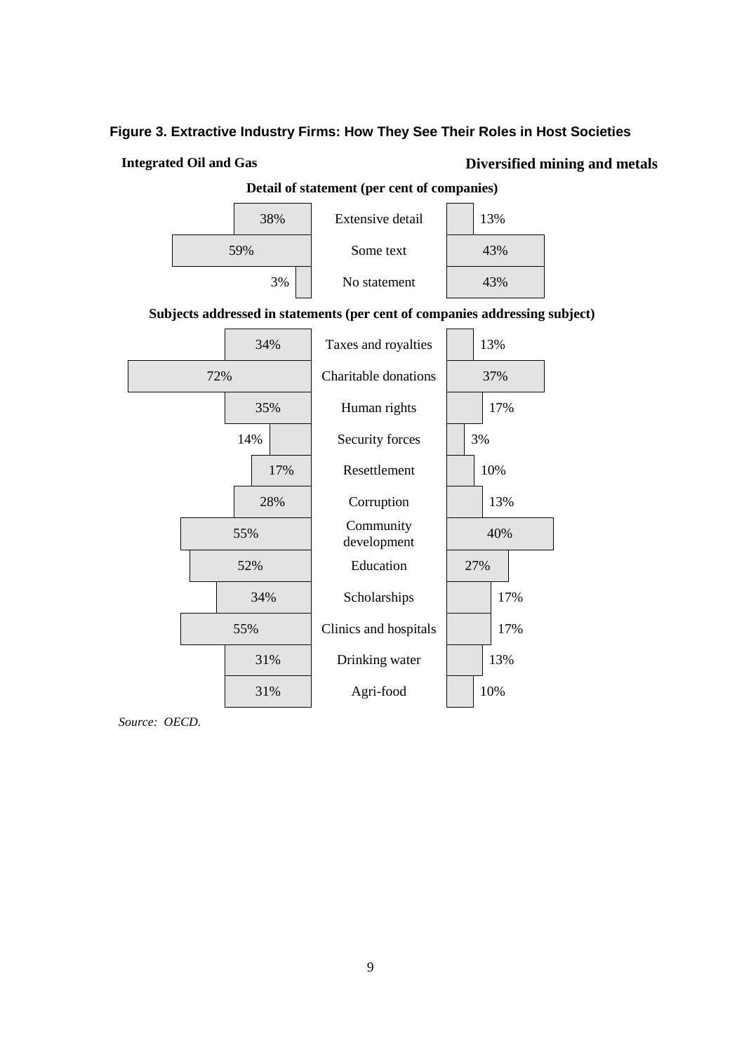**Figure 3. Extractive Industry Firms: How They See Their Roles in Host Societies**

**Detail of statement (per cent of companies)**

| Integrated Oil and Gas | | Diversified mining and metals |
|---|---|---|
| 38% | Extensive detail | 13% |
| 59% | Some text | 43% |
| 3% | No statement | 43% |

**Subjects addressed in statements (per cent of companies addressing subject)**

| Integrated Oil and Gas | | Diversified mining and metals |
|---|---|---|
| 34% | Taxes and royalties | 13% |
| 72% | Charitable donations | 37% |
| 35% | Human rights | 17% |
| 14% | Security forces | 3% |
| 17% | Resettlement | 10% |
| 28% | Corruption | 13% |
| 55% | Community development | 40% |
| 52% | Education | 27% |
| 34% | Scholarships | 17% |
| 55% | Clinics and hospitals | 17% |
| 31% | Drinking water | 13% |
| 31% | Agri-food | 10% |

*Source: OECD.*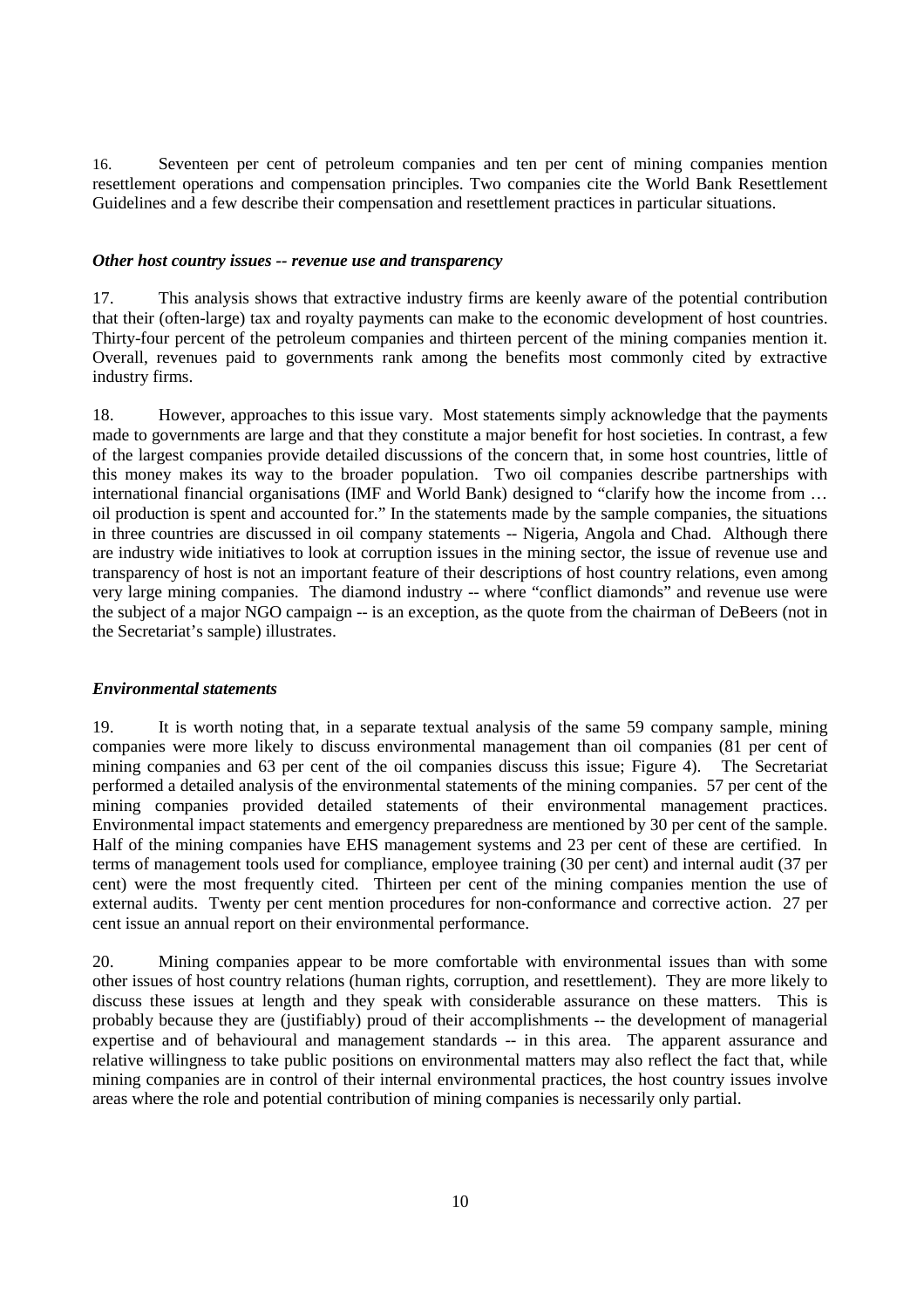16. Seventeen per cent of petroleum companies and ten per cent of mining companies mention resettlement operations and compensation principles. Two companies cite the World Bank Resettlement Guidelines and a few describe their compensation and resettlement practices in particular situations.

### *Other host country issues -- revenue use and transparency*

17. This analysis shows that extractive industry firms are keenly aware of the potential contribution that their (often-large) tax and royalty payments can make to the economic development of host countries. Thirty-four percent of the petroleum companies and thirteen percent of the mining companies mention it. Overall, revenues paid to governments rank among the benefits most commonly cited by extractive industry firms.

18. However, approaches to this issue vary. Most statements simply acknowledge that the payments made to governments are large and that they constitute a major benefit for host societies. In contrast, a few of the largest companies provide detailed discussions of the concern that, in some host countries, little of this money makes its way to the broader population. Two oil companies describe partnerships with international financial organisations (IMF and World Bank) designed to "clarify how the income from … oil production is spent and accounted for." In the statements made by the sample companies, the situations in three countries are discussed in oil company statements -- Nigeria, Angola and Chad. Although there are industry wide initiatives to look at corruption issues in the mining sector, the issue of revenue use and transparency of host is not an important feature of their descriptions of host country relations, even among very large mining companies. The diamond industry -- where "conflict diamonds" and revenue use were the subject of a major NGO campaign -- is an exception, as the quote from the chairman of DeBeers (not in the Secretariat's sample) illustrates.

### *Environmental statements*

19. It is worth noting that, in a separate textual analysis of the same 59 company sample, mining companies were more likely to discuss environmental management than oil companies (81 per cent of mining companies and 63 per cent of the oil companies discuss this issue; Figure 4). The Secretariat performed a detailed analysis of the environmental statements of the mining companies. 57 per cent of the mining companies provided detailed statements of their environmental management practices. Environmental impact statements and emergency preparedness are mentioned by 30 per cent of the sample. Half of the mining companies have EHS management systems and 23 per cent of these are certified. In terms of management tools used for compliance, employee training (30 per cent) and internal audit (37 per cent) were the most frequently cited. Thirteen per cent of the mining companies mention the use of external audits. Twenty per cent mention procedures for non-conformance and corrective action. 27 per cent issue an annual report on their environmental performance.

20. Mining companies appear to be more comfortable with environmental issues than with some other issues of host country relations (human rights, corruption, and resettlement). They are more likely to discuss these issues at length and they speak with considerable assurance on these matters. This is probably because they are (justifiably) proud of their accomplishments -- the development of managerial expertise and of behavioural and management standards -- in this area. The apparent assurance and relative willingness to take public positions on environmental matters may also reflect the fact that, while mining companies are in control of their internal environmental practices, the host country issues involve areas where the role and potential contribution of mining companies is necessarily only partial.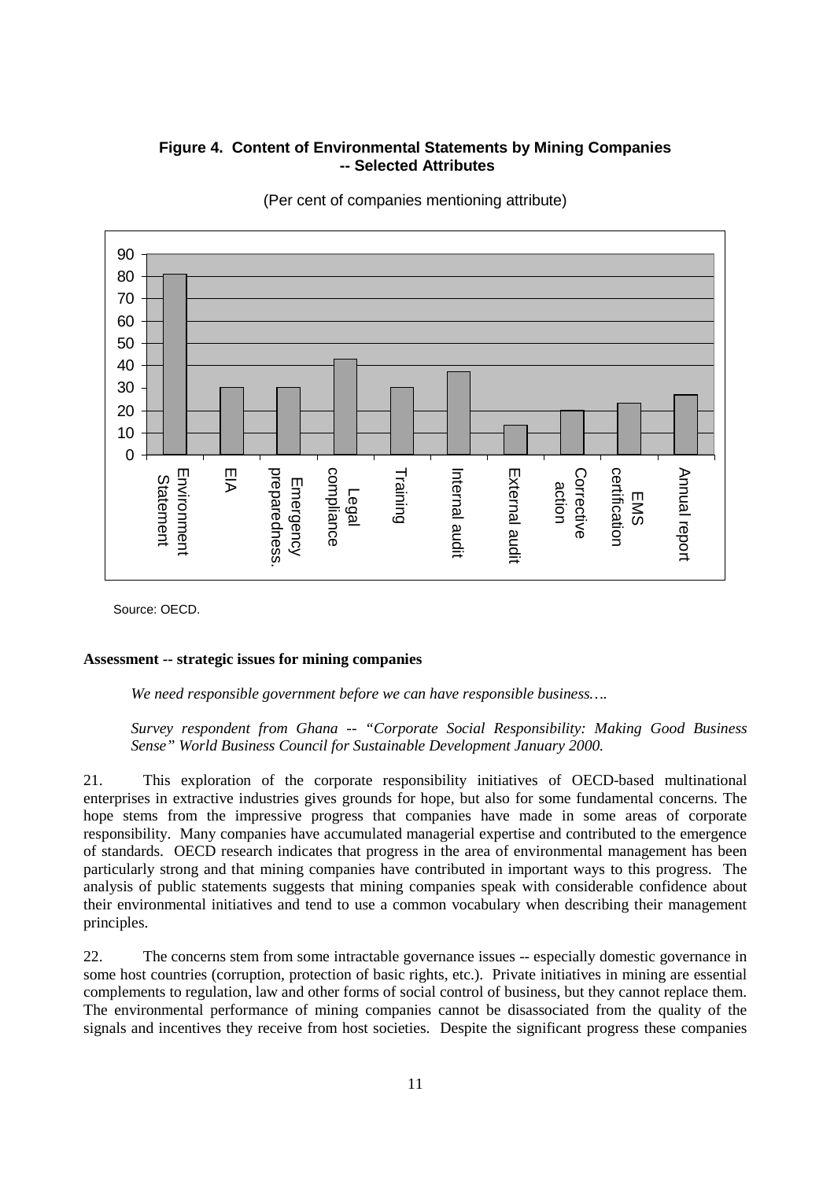**Figure 4. Content of Environmental Statements by Mining Companies -- Selected Attributes**

(Per cent of companies mentioning attribute)

Source: OECD.

**Assessment -- strategic issues for mining companies**

> *We need responsible government before we can have responsible business….*
>
> *Survey respondent from Ghana -- "Corporate Social Responsibility: Making Good Business Sense" World Business Council for Sustainable Development January 2000.*

21. This exploration of the corporate responsibility initiatives of OECD-based multinational enterprises in extractive industries gives grounds for hope, but also for some fundamental concerns. The hope stems from the impressive progress that companies have made in some areas of corporate responsibility. Many companies have accumulated managerial expertise and contributed to the emergence of standards. OECD research indicates that progress in the area of environmental management has been particularly strong and that mining companies have contributed in important ways to this progress. The analysis of public statements suggests that mining companies speak with considerable confidence about their environmental initiatives and tend to use a common vocabulary when describing their management principles.

22. The concerns stem from some intractable governance issues -- especially domestic governance in some host countries (corruption, protection of basic rights, etc.). Private initiatives in mining are essential complements to regulation, law and other forms of social control of business, but they cannot replace them. The environmental performance of mining companies cannot be disassociated from the quality of the signals and incentives they receive from host societies. Despite the significant progress these companies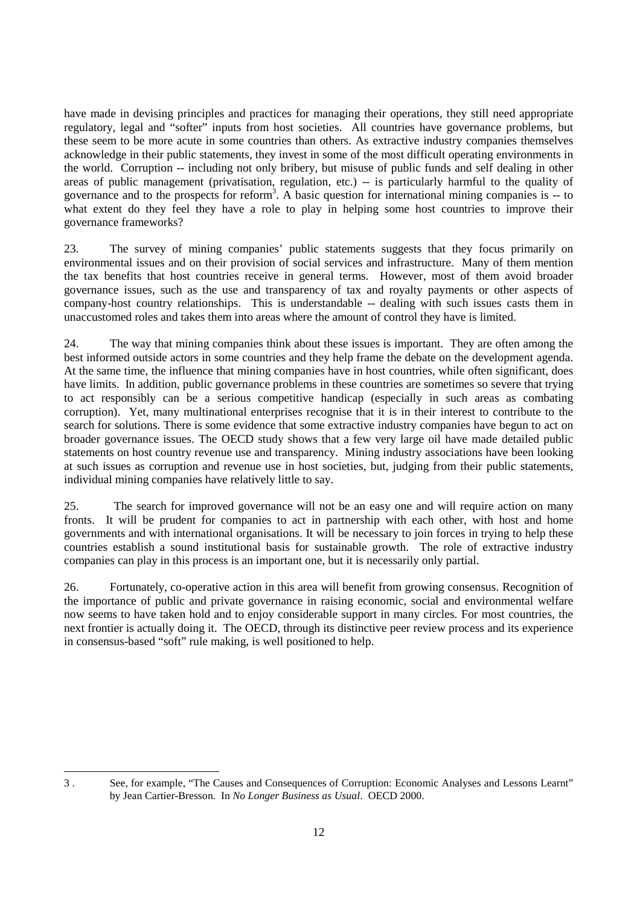have made in devising principles and practices for managing their operations, they still need appropriate regulatory, legal and "softer" inputs from host societies. All countries have governance problems, but these seem to be more acute in some countries than others. As extractive industry companies themselves acknowledge in their public statements, they invest in some of the most difficult operating environments in the world. Corruption -- including not only bribery, but misuse of public funds and self dealing in other areas of public management (privatisation, regulation, etc.) -- is particularly harmful to the quality of governance and to the prospects for reform[3]. A basic question for international mining companies is -- to what extent do they feel they have a role to play in helping some host countries to improve their governance frameworks?

23. The survey of mining companies' public statements suggests that they focus primarily on environmental issues and on their provision of social services and infrastructure. Many of them mention the tax benefits that host countries receive in general terms. However, most of them avoid broader governance issues, such as the use and transparency of tax and royalty payments or other aspects of company-host country relationships. This is understandable -- dealing with such issues casts them in unaccustomed roles and takes them into areas where the amount of control they have is limited.

24. The way that mining companies think about these issues is important. They are often among the best informed outside actors in some countries and they help frame the debate on the development agenda. At the same time, the influence that mining companies have in host countries, while often significant, does have limits. In addition, public governance problems in these countries are sometimes so severe that trying to act responsibly can be a serious competitive handicap (especially in such areas as combating corruption). Yet, many multinational enterprises recognise that it is in their interest to contribute to the search for solutions. There is some evidence that some extractive industry companies have begun to act on broader governance issues. The OECD study shows that a few very large oil have made detailed public statements on host country revenue use and transparency. Mining industry associations have been looking at such issues as corruption and revenue use in host societies, but, judging from their public statements, individual mining companies have relatively little to say.

25. The search for improved governance will not be an easy one and will require action on many fronts. It will be prudent for companies to act in partnership with each other, with host and home governments and with international organisations. It will be necessary to join forces in trying to help these countries establish a sound institutional basis for sustainable growth. The role of extractive industry companies can play in this process is an important one, but it is necessarily only partial.

26. Fortunately, co-operative action in this area will benefit from growing consensus. Recognition of the importance of public and private governance in raising economic, social and environmental welfare now seems to have taken hold and to enjoy considerable support in many circles. For most countries, the next frontier is actually doing it. The OECD, through its distinctive peer review process and its experience in consensus-based "soft" rule making, is well positioned to help.

---

3 . See, for example, "The Causes and Consequences of Corruption: Economic Analyses and Lessons Learnt" by Jean Cartier-Bresson. In *No Longer Business as Usual*. OECD 2000.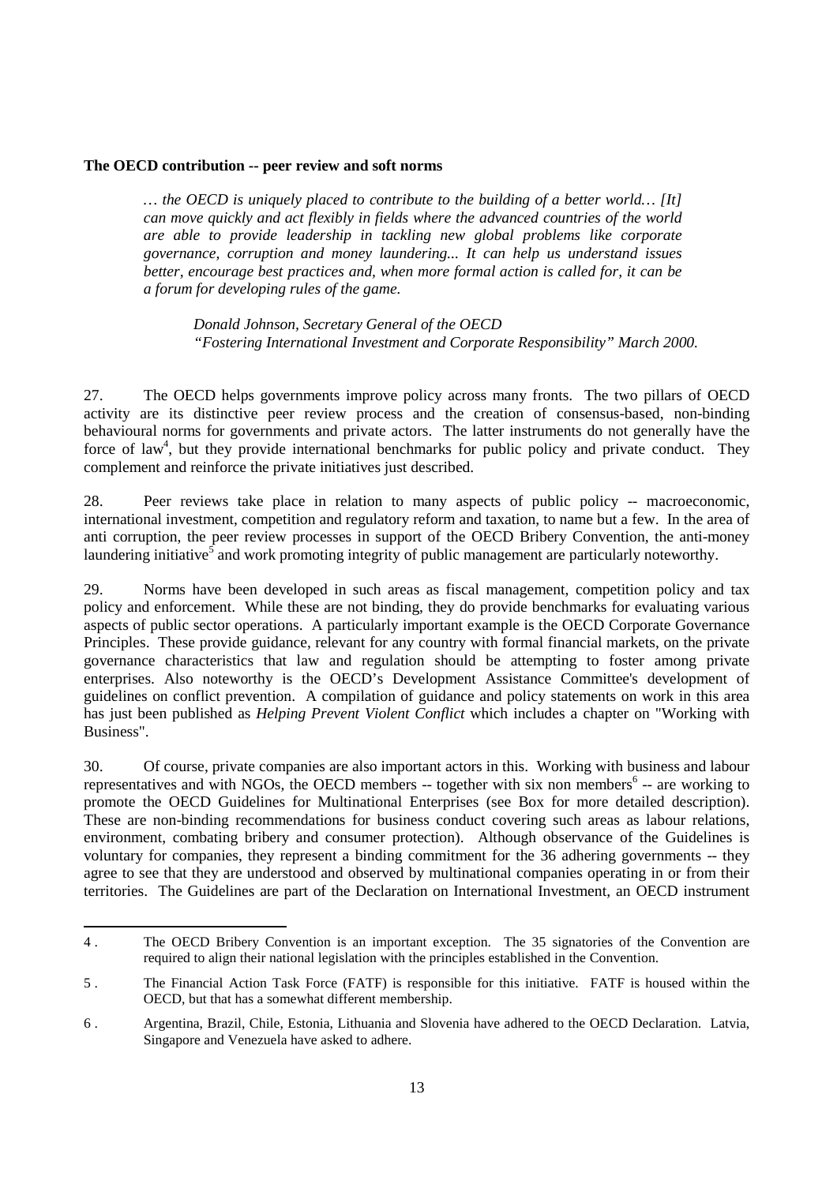**The OECD contribution -- peer review and soft norms**

> *… the OECD is uniquely placed to contribute to the building of a better world… [It] can move quickly and act flexibly in fields where the advanced countries of the world are able to provide leadership in tackling new global problems like corporate governance, corruption and money laundering... It can help us understand issues better, encourage best practices and, when more formal action is called for, it can be a forum for developing rules of the game.*
>
> *Donald Johnson, Secretary General of the OECD*
> *"Fostering International Investment and Corporate Responsibility" March 2000.*

27. The OECD helps governments improve policy across many fronts. The two pillars of OECD activity are its distinctive peer review process and the creation of consensus-based, non-binding behavioural norms for governments and private actors. The latter instruments do not generally have the force of law[4], but they provide international benchmarks for public policy and private conduct. They complement and reinforce the private initiatives just described.

28. Peer reviews take place in relation to many aspects of public policy -- macroeconomic, international investment, competition and regulatory reform and taxation, to name but a few. In the area of anti corruption, the peer review processes in support of the OECD Bribery Convention, the anti-money laundering initiative[5] and work promoting integrity of public management are particularly noteworthy.

29. Norms have been developed in such areas as fiscal management, competition policy and tax policy and enforcement. While these are not binding, they do provide benchmarks for evaluating various aspects of public sector operations. A particularly important example is the OECD Corporate Governance Principles. These provide guidance, relevant for any country with formal financial markets, on the private governance characteristics that law and regulation should be attempting to foster among private enterprises. Also noteworthy is the OECD's Development Assistance Committee's development of guidelines on conflict prevention. A compilation of guidance and policy statements on work in this area has just been published as *Helping Prevent Violent Conflict* which includes a chapter on "Working with Business".

30. Of course, private companies are also important actors in this. Working with business and labour representatives and with NGOs, the OECD members -- together with six non members[6] -- are working to promote the OECD Guidelines for Multinational Enterprises (see Box for more detailed description). These are non-binding recommendations for business conduct covering such areas as labour relations, environment, combating bribery and consumer protection). Although observance of the Guidelines is voluntary for companies, they represent a binding commitment for the 36 adhering governments -- they agree to see that they are understood and observed by multinational companies operating in or from their territories. The Guidelines are part of the Declaration on International Investment, an OECD instrument

---

4 . The OECD Bribery Convention is an important exception. The 35 signatories of the Convention are required to align their national legislation with the principles established in the Convention.

5 . The Financial Action Task Force (FATF) is responsible for this initiative. FATF is housed within the OECD, but that has a somewhat different membership.

6 . Argentina, Brazil, Chile, Estonia, Lithuania and Slovenia have adhered to the OECD Declaration. Latvia, Singapore and Venezuela have asked to adhere.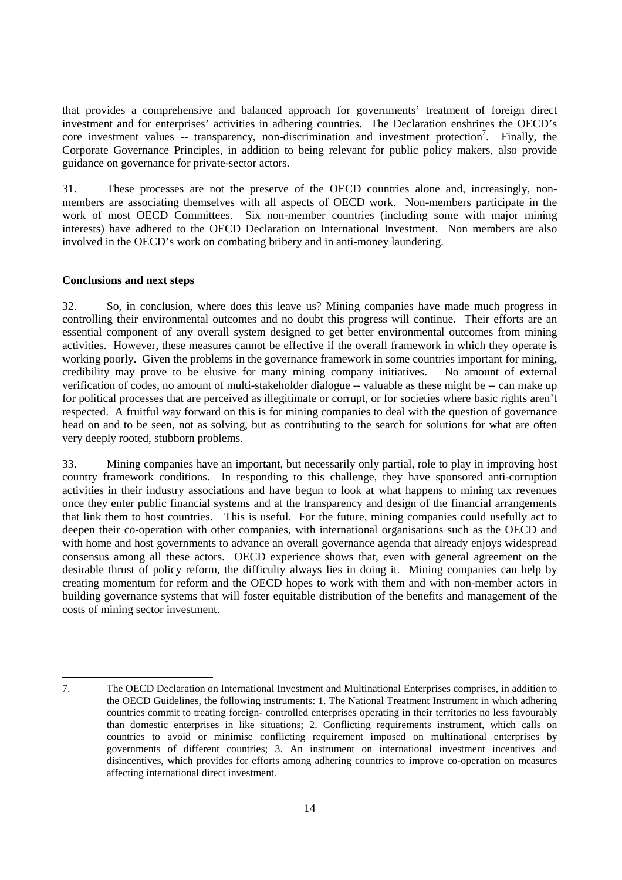that provides a comprehensive and balanced approach for governments' treatment of foreign direct investment and for enterprises' activities in adhering countries. The Declaration enshrines the OECD's core investment values -- transparency, non-discrimination and investment protection[7]. Finally, the Corporate Governance Principles, in addition to being relevant for public policy makers, also provide guidance on governance for private-sector actors.

31. These processes are not the preserve of the OECD countries alone and, increasingly, non-members are associating themselves with all aspects of OECD work. Non-members participate in the work of most OECD Committees. Six non-member countries (including some with major mining interests) have adhered to the OECD Declaration on International Investment. Non members are also involved in the OECD's work on combating bribery and in anti-money laundering.

**Conclusions and next steps**

32. So, in conclusion, where does this leave us? Mining companies have made much progress in controlling their environmental outcomes and no doubt this progress will continue. Their efforts are an essential component of any overall system designed to get better environmental outcomes from mining activities. However, these measures cannot be effective if the overall framework in which they operate is working poorly. Given the problems in the governance framework in some countries important for mining, credibility may prove to be elusive for many mining company initiatives. No amount of external verification of codes, no amount of multi-stakeholder dialogue -- valuable as these might be -- can make up for political processes that are perceived as illegitimate or corrupt, or for societies where basic rights aren't respected. A fruitful way forward on this is for mining companies to deal with the question of governance head on and to be seen, not as solving, but as contributing to the search for solutions for what are often very deeply rooted, stubborn problems.

33. Mining companies have an important, but necessarily only partial, role to play in improving host country framework conditions. In responding to this challenge, they have sponsored anti-corruption activities in their industry associations and have begun to look at what happens to mining tax revenues once they enter public financial systems and at the transparency and design of the financial arrangements that link them to host countries. This is useful. For the future, mining companies could usefully act to deepen their co-operation with other companies, with international organisations such as the OECD and with home and host governments to advance an overall governance agenda that already enjoys widespread consensus among all these actors. OECD experience shows that, even with general agreement on the desirable thrust of policy reform, the difficulty always lies in doing it. Mining companies can help by creating momentum for reform and the OECD hopes to work with them and with non-member actors in building governance systems that will foster equitable distribution of the benefits and management of the costs of mining sector investment.

---

7. The OECD Declaration on International Investment and Multinational Enterprises comprises, in addition to the OECD Guidelines, the following instruments: 1. The National Treatment Instrument in which adhering countries commit to treating foreign- controlled enterprises operating in their territories no less favourably than domestic enterprises in like situations; 2. Conflicting requirements instrument, which calls on countries to avoid or minimise conflicting requirement imposed on multinational enterprises by governments of different countries; 3. An instrument on international investment incentives and disincentives, which provides for efforts among adhering countries to improve co-operation on measures affecting international direct investment.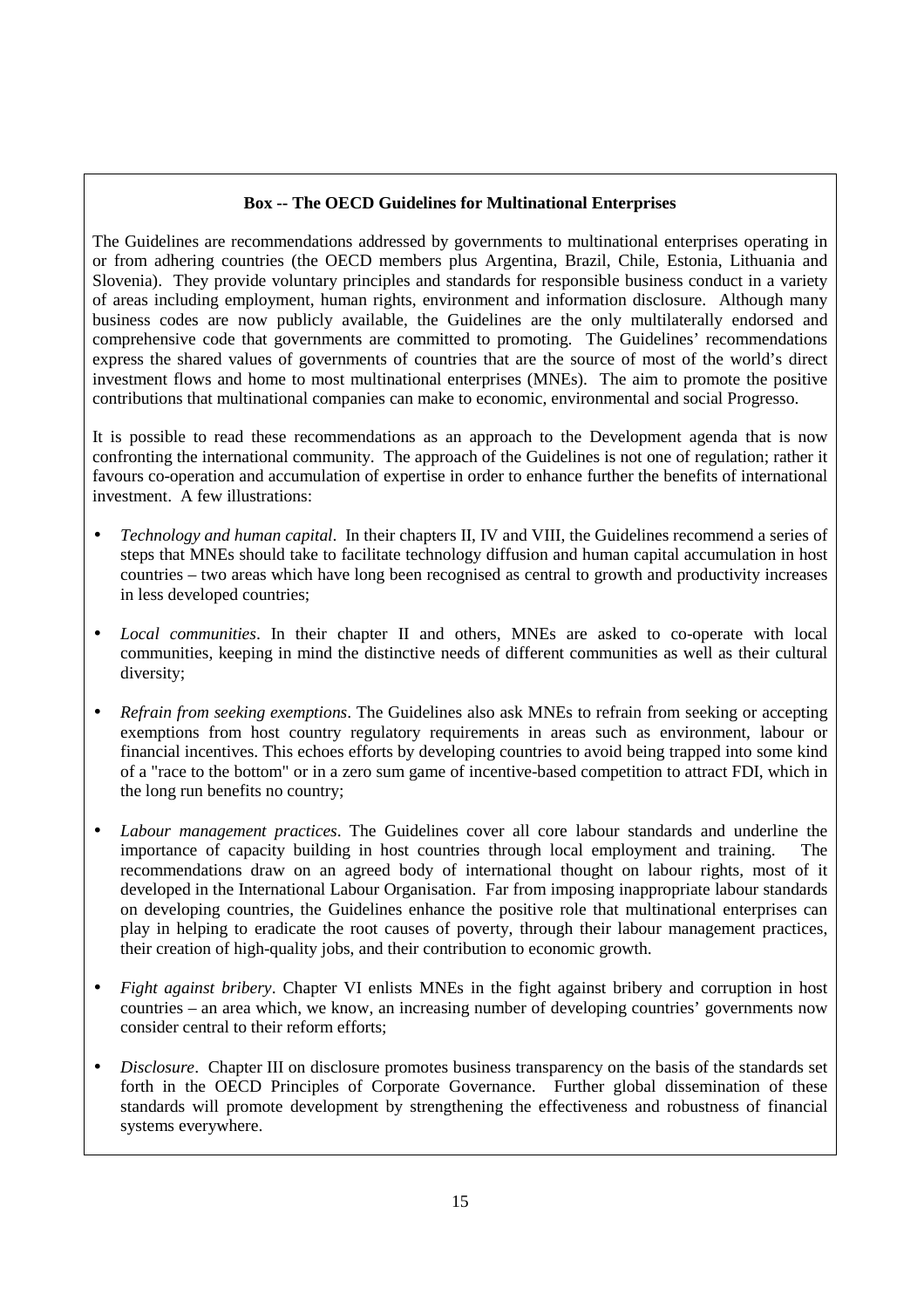**Box -- The OECD Guidelines for Multinational Enterprises**

The Guidelines are recommendations addressed by governments to multinational enterprises operating in or from adhering countries (the OECD members plus Argentina, Brazil, Chile, Estonia, Lithuania and Slovenia). They provide voluntary principles and standards for responsible business conduct in a variety of areas including employment, human rights, environment and information disclosure. Although many business codes are now publicly available, the Guidelines are the only multilaterally endorsed and comprehensive code that governments are committed to promoting. The Guidelines' recommendations express the shared values of governments of countries that are the source of most of the world's direct investment flows and home to most multinational enterprises (MNEs). The aim to promote the positive contributions that multinational companies can make to economic, environmental and social Progresso.

It is possible to read these recommendations as an approach to the Development agenda that is now confronting the international community. The approach of the Guidelines is not one of regulation; rather it favours co-operation and accumulation of expertise in order to enhance further the benefits of international investment. A few illustrations:

- *Technology and human capital*. In their chapters II, IV and VIII, the Guidelines recommend a series of steps that MNEs should take to facilitate technology diffusion and human capital accumulation in host countries – two areas which have long been recognised as central to growth and productivity increases in less developed countries;
- *Local communities*. In their chapter II and others, MNEs are asked to co-operate with local communities, keeping in mind the distinctive needs of different communities as well as their cultural diversity;
- *Refrain from seeking exemptions*. The Guidelines also ask MNEs to refrain from seeking or accepting exemptions from host country regulatory requirements in areas such as environment, labour or financial incentives. This echoes efforts by developing countries to avoid being trapped into some kind of a "race to the bottom" or in a zero sum game of incentive-based competition to attract FDI, which in the long run benefits no country;
- *Labour management practices*. The Guidelines cover all core labour standards and underline the importance of capacity building in host countries through local employment and training. The recommendations draw on an agreed body of international thought on labour rights, most of it developed in the International Labour Organisation. Far from imposing inappropriate labour standards on developing countries, the Guidelines enhance the positive role that multinational enterprises can play in helping to eradicate the root causes of poverty, through their labour management practices, their creation of high-quality jobs, and their contribution to economic growth.
- *Fight against bribery*. Chapter VI enlists MNEs in the fight against bribery and corruption in host countries – an area which, we know, an increasing number of developing countries' governments now consider central to their reform efforts;
- *Disclosure*. Chapter III on disclosure promotes business transparency on the basis of the standards set forth in the OECD Principles of Corporate Governance. Further global dissemination of these standards will promote development by strengthening the effectiveness and robustness of financial systems everywhere.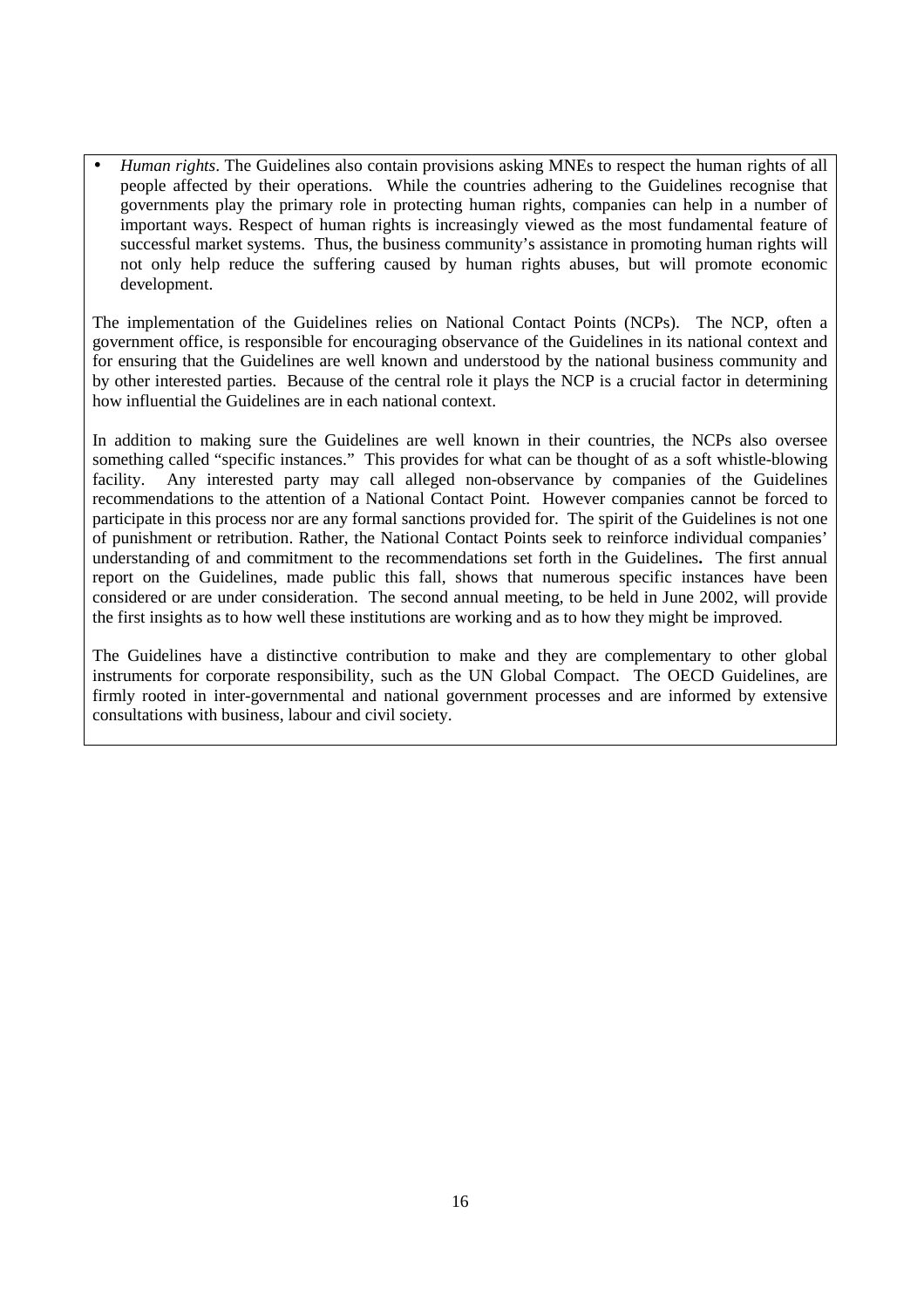- *Human rights*. The Guidelines also contain provisions asking MNEs to respect the human rights of all people affected by their operations. While the countries adhering to the Guidelines recognise that governments play the primary role in protecting human rights, companies can help in a number of important ways. Respect of human rights is increasingly viewed as the most fundamental feature of successful market systems. Thus, the business community's assistance in promoting human rights will not only help reduce the suffering caused by human rights abuses, but will promote economic development.

The implementation of the Guidelines relies on National Contact Points (NCPs). The NCP, often a government office, is responsible for encouraging observance of the Guidelines in its national context and for ensuring that the Guidelines are well known and understood by the national business community and by other interested parties. Because of the central role it plays the NCP is a crucial factor in determining how influential the Guidelines are in each national context.

In addition to making sure the Guidelines are well known in their countries, the NCPs also oversee something called "specific instances." This provides for what can be thought of as a soft whistle-blowing facility. Any interested party may call alleged non-observance by companies of the Guidelines recommendations to the attention of a National Contact Point. However companies cannot be forced to participate in this process nor are any formal sanctions provided for. The spirit of the Guidelines is not one of punishment or retribution. Rather, the National Contact Points seek to reinforce individual companies' understanding of and commitment to the recommendations set forth in the Guidelines**.** The first annual report on the Guidelines, made public this fall, shows that numerous specific instances have been considered or are under consideration. The second annual meeting, to be held in June 2002, will provide the first insights as to how well these institutions are working and as to how they might be improved.

The Guidelines have a distinctive contribution to make and they are complementary to other global instruments for corporate responsibility, such as the UN Global Compact. The OECD Guidelines, are firmly rooted in inter-governmental and national government processes and are informed by extensive consultations with business, labour and civil society.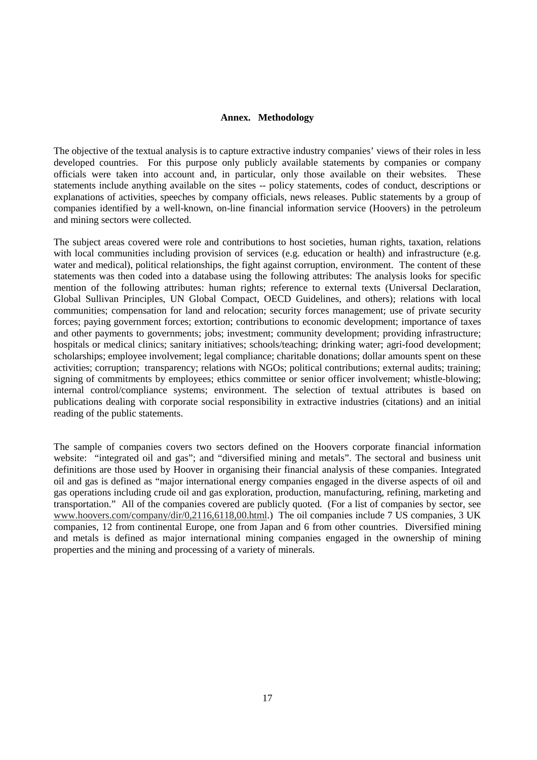## Annex. Methodology

The objective of the textual analysis is to capture extractive industry companies' views of their roles in less developed countries. For this purpose only publicly available statements by companies or company officials were taken into account and, in particular, only those available on their websites. These statements include anything available on the sites -- policy statements, codes of conduct, descriptions or explanations of activities, speeches by company officials, news releases. Public statements by a group of companies identified by a well-known, on-line financial information service (Hoovers) in the petroleum and mining sectors were collected.

The subject areas covered were role and contributions to host societies, human rights, taxation, relations with local communities including provision of services (e.g. education or health) and infrastructure (e.g. water and medical), political relationships, the fight against corruption, environment. The content of these statements was then coded into a database using the following attributes: The analysis looks for specific mention of the following attributes: human rights; reference to external texts (Universal Declaration, Global Sullivan Principles, UN Global Compact, OECD Guidelines, and others); relations with local communities; compensation for land and relocation; security forces management; use of private security forces; paying government forces; extortion; contributions to economic development; importance of taxes and other payments to governments; jobs; investment; community development; providing infrastructure; hospitals or medical clinics; sanitary initiatives; schools/teaching; drinking water; agri-food development; scholarships; employee involvement; legal compliance; charitable donations; dollar amounts spent on these activities; corruption; transparency; relations with NGOs; political contributions; external audits; training; signing of commitments by employees; ethics committee or senior officer involvement; whistle-blowing; internal control/compliance systems; environment. The selection of textual attributes is based on publications dealing with corporate social responsibility in extractive industries (citations) and an initial reading of the public statements.

The sample of companies covers two sectors defined on the Hoovers corporate financial information website: "integrated oil and gas"; and "diversified mining and metals". The sectoral and business unit definitions are those used by Hoover in organising their financial analysis of these companies. Integrated oil and gas is defined as "major international energy companies engaged in the diverse aspects of oil and gas operations including crude oil and gas exploration, production, manufacturing, refining, marketing and transportation." All of the companies covered are publicly quoted. (For a list of companies by sector, see www.hoovers.com/company/dir/0,2116,6118,00.html.) The oil companies include 7 US companies, 3 UK companies, 12 from continental Europe, one from Japan and 6 from other countries. Diversified mining and metals is defined as major international mining companies engaged in the ownership of mining properties and the mining and processing of a variety of minerals.